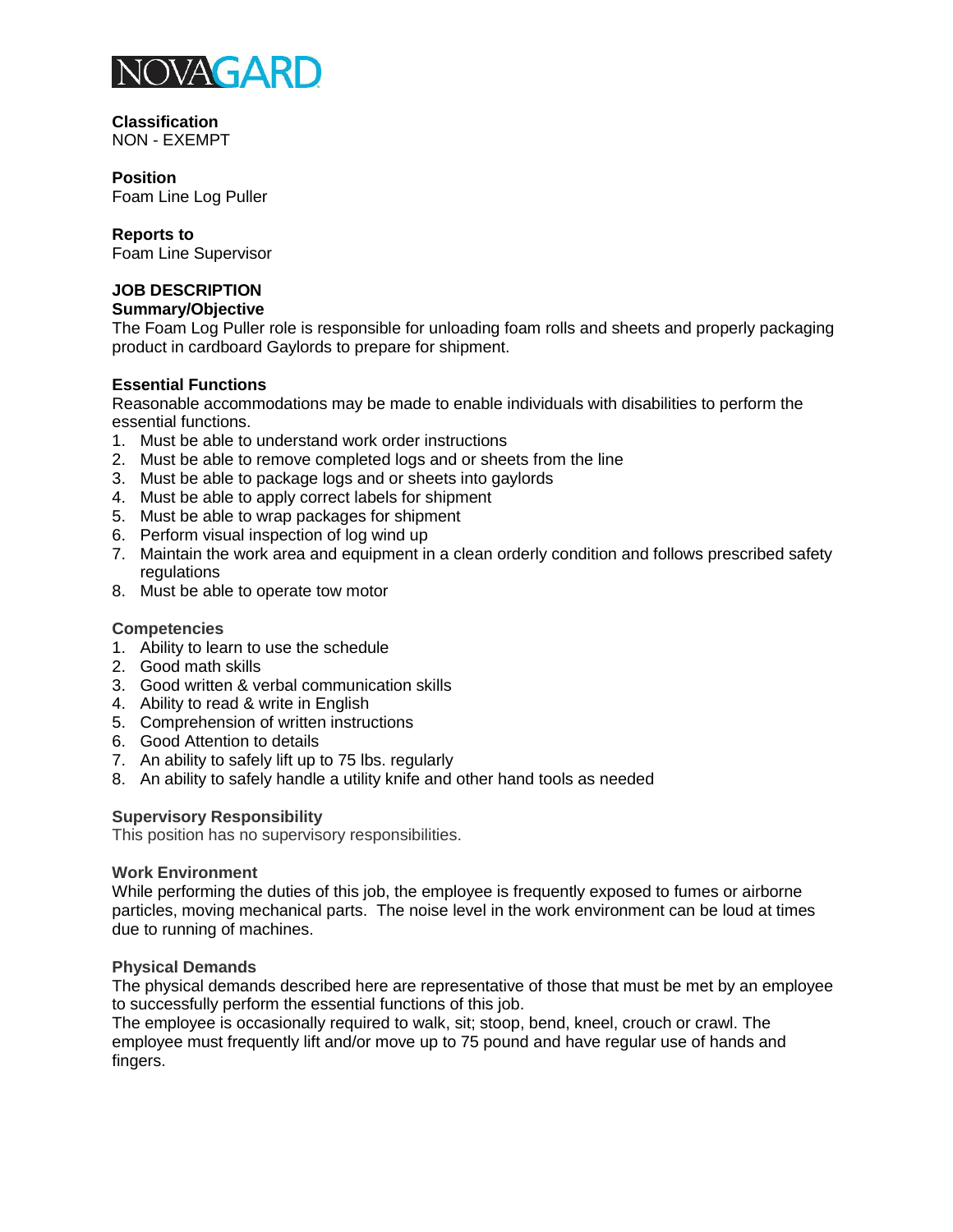NOVAGARD

**Classification**
NON - EXEMPT

**Position**
Foam Line Log Puller

**Reports to**
Foam Line Supervisor

**JOB DESCRIPTION**

**Summary/Objective**

The Foam Log Puller role is responsible for unloading foam rolls and sheets and properly packaging product in cardboard Gaylords to prepare for shipment.

**Essential Functions**

Reasonable accommodations may be made to enable individuals with disabilities to perform the essential functions.

1. Must be able to understand work order instructions
2. Must be able to remove completed logs and or sheets from the line
3. Must be able to package logs and or sheets into gaylords
4. Must be able to apply correct labels for shipment
5. Must be able to wrap packages for shipment
6. Perform visual inspection of log wind up
7. Maintain the work area and equipment in a clean orderly condition and follows prescribed safety regulations
8. Must be able to operate tow motor

**Competencies**

1. Ability to learn to use the schedule
2. Good math skills
3. Good written & verbal communication skills
4. Ability to read & write in English
5. Comprehension of written instructions
6. Good Attention to details
7. An ability to safely lift up to 75 lbs. regularly
8. An ability to safely handle a utility knife and other hand tools as needed

**Supervisory Responsibility**

This position has no supervisory responsibilities.

**Work Environment**

While performing the duties of this job, the employee is frequently exposed to fumes or airborne particles, moving mechanical parts. The noise level in the work environment can be loud at times due to running of machines.

**Physical Demands**

The physical demands described here are representative of those that must be met by an employee to successfully perform the essential functions of this job.
The employee is occasionally required to walk, sit; stoop, bend, kneel, crouch or crawl. The employee must frequently lift and/or move up to 75 pound and have regular use of hands and fingers.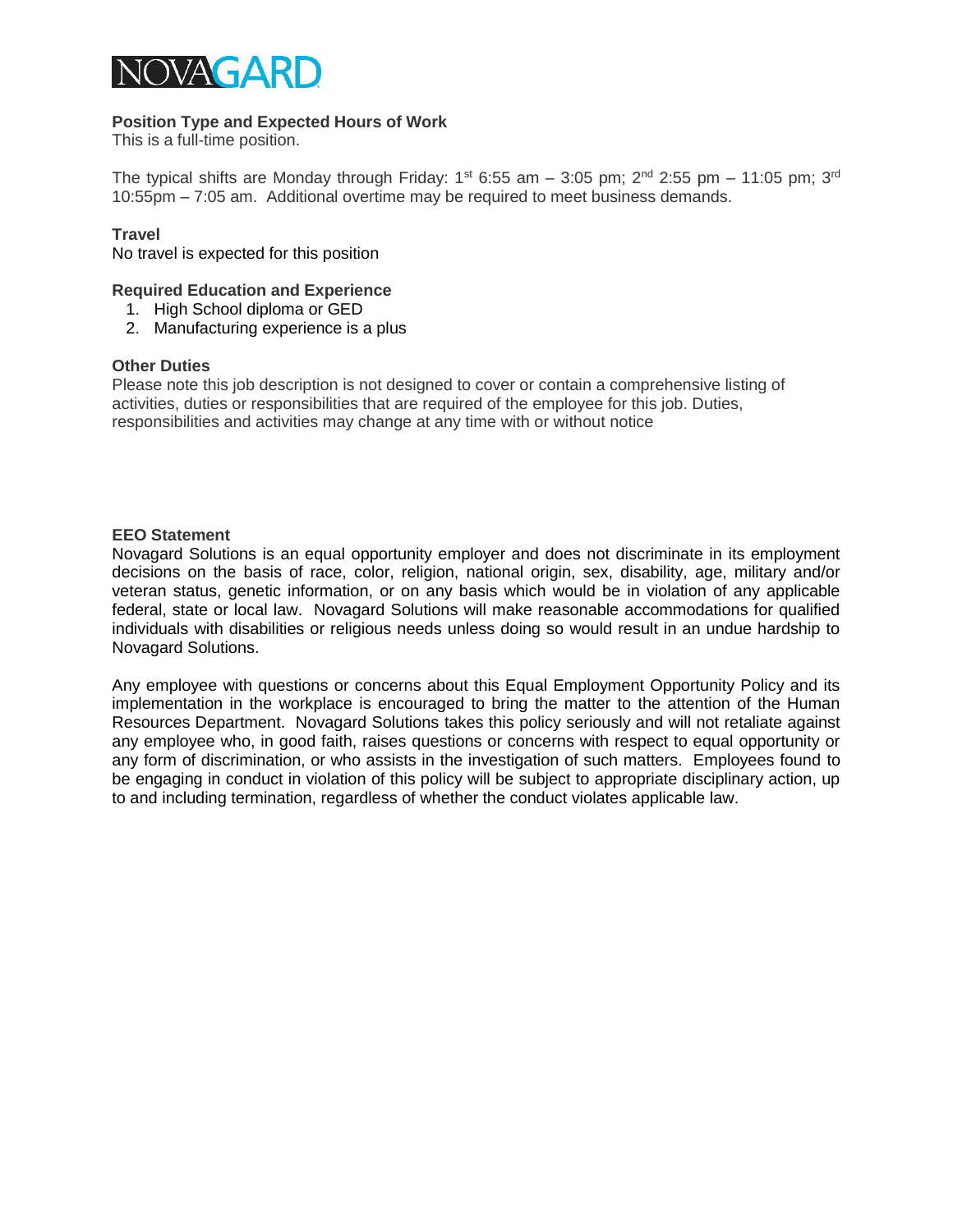NOVAGARD

**Position Type and Expected Hours of Work**

This is a full-time position.

The typical shifts are Monday through Friday: 1st 6:55 am – 3:05 pm; 2nd 2:55 pm – 11:05 pm; 3rd 10:55pm – 7:05 am. Additional overtime may be required to meet business demands.

**Travel**

No travel is expected for this position

**Required Education and Experience**

1. High School diploma or GED
2. Manufacturing experience is a plus

**Other Duties**

Please note this job description is not designed to cover or contain a comprehensive listing of activities, duties or responsibilities that are required of the employee for this job. Duties, responsibilities and activities may change at any time with or without notice

**EEO Statement**

Novagard Solutions is an equal opportunity employer and does not discriminate in its employment decisions on the basis of race, color, religion, national origin, sex, disability, age, military and/or veteran status, genetic information, or on any basis which would be in violation of any applicable federal, state or local law. Novagard Solutions will make reasonable accommodations for qualified individuals with disabilities or religious needs unless doing so would result in an undue hardship to Novagard Solutions.

Any employee with questions or concerns about this Equal Employment Opportunity Policy and its implementation in the workplace is encouraged to bring the matter to the attention of the Human Resources Department. Novagard Solutions takes this policy seriously and will not retaliate against any employee who, in good faith, raises questions or concerns with respect to equal opportunity or any form of discrimination, or who assists in the investigation of such matters. Employees found to be engaging in conduct in violation of this policy will be subject to appropriate disciplinary action, up to and including termination, regardless of whether the conduct violates applicable law.